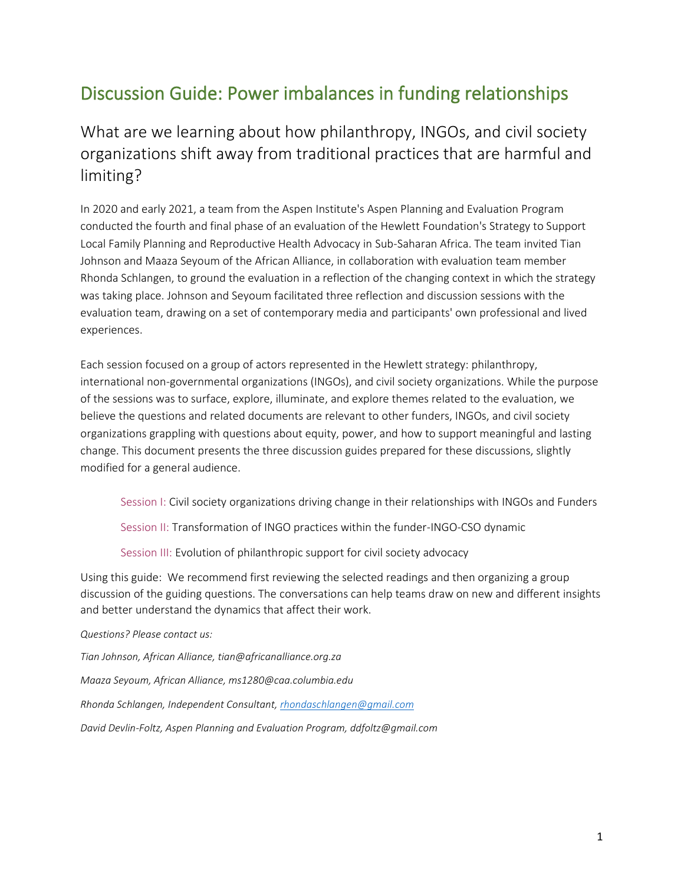# Discussion Guide: Power imbalances in funding relationships

## What are we learning about how philanthropy, INGOs, and civil society organizations shift away from traditional practices that are harmful and limiting?

In 2020 and early 2021, a team from the Aspen Institute's Aspen Planning and Evaluation Program conducted the fourth and final phase of an evaluation of the Hewlett Foundation's Strategy to Support Local Family Planning and Reproductive Health Advocacy in Sub-Saharan Africa. The team invited Tian Johnson and Maaza Seyoum of the African Alliance, in collaboration with evaluation team member Rhonda Schlangen, to ground the evaluation in a reflection of the changing context in which the strategy was taking place. Johnson and Seyoum facilitated three reflection and discussion sessions with the evaluation team, drawing on a set of contemporary media and participants' own professional and lived experiences.

Each session focused on a group of actors represented in the Hewlett strategy: philanthropy, international non-governmental organizations (INGOs), and civil society organizations. While the purpose of the sessions was to surface, explore, illuminate, and explore themes related to the evaluation, we believe the questions and related documents are relevant to other funders, INGOs, and civil society organizations grappling with questions about equity, power, and how to support meaningful and lasting change. This document presents the three discussion guides prepared for these discussions, slightly modified for a general audience.

> Session I: Civil society organizations driving change in their relationships with INGOs and Funders
>
> Session II: Transformation of INGO practices within the funder-INGO-CSO dynamic
>
> Session III: Evolution of philanthropic support for civil society advocacy

Using this guide: We recommend first reviewing the selected readings and then organizing a group discussion of the guiding questions. The conversations can help teams draw on new and different insights and better understand the dynamics that affect their work.

*Questions? Please contact us:*

*Tian Johnson, African Alliance, tian@africanalliance.org.za*

*Maaza Seyoum, African Alliance, ms1280@caa.columbia.edu*

*Rhonda Schlangen, Independent Consultant, rhondaschlangen@gmail.com*

*David Devlin-Foltz, Aspen Planning and Evaluation Program, ddfoltz@gmail.com*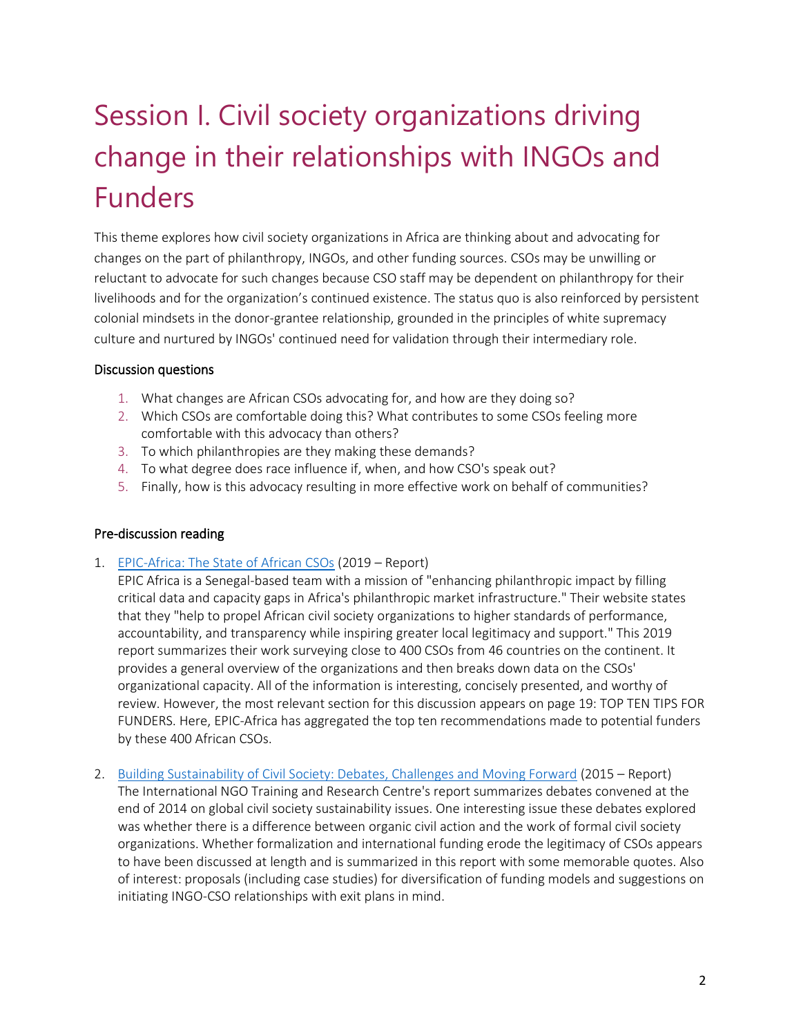# Session I. Civil society organizations driving change in their relationships with INGOs and Funders

This theme explores how civil society organizations in Africa are thinking about and advocating for changes on the part of philanthropy, INGOs, and other funding sources. CSOs may be unwilling or reluctant to advocate for such changes because CSO staff may be dependent on philanthropy for their livelihoods and for the organization's continued existence. The status quo is also reinforced by persistent colonial mindsets in the donor-grantee relationship, grounded in the principles of white supremacy culture and nurtured by INGOs' continued need for validation through their intermediary role.

### Discussion questions

1. What changes are African CSOs advocating for, and how are they doing so?
2. Which CSOs are comfortable doing this? What contributes to some CSOs feeling more comfortable with this advocacy than others?
3. To which philanthropies are they making these demands?
4. To what degree does race influence if, when, and how CSO's speak out?
5. Finally, how is this advocacy resulting in more effective work on behalf of communities?

### Pre-discussion reading

1. EPIC-Africa: The State of African CSOs (2019 – Report)
   EPIC Africa is a Senegal-based team with a mission of "enhancing philanthropic impact by filling critical data and capacity gaps in Africa's philanthropic market infrastructure." Their website states that they "help to propel African civil society organizations to higher standards of performance, accountability, and transparency while inspiring greater local legitimacy and support." This 2019 report summarizes their work surveying close to 400 CSOs from 46 countries on the continent. It provides a general overview of the organizations and then breaks down data on the CSOs' organizational capacity. All of the information is interesting, concisely presented, and worthy of review. However, the most relevant section for this discussion appears on page 19: TOP TEN TIPS FOR FUNDERS. Here, EPIC-Africa has aggregated the top ten recommendations made to potential funders by these 400 African CSOs.

2. Building Sustainability of Civil Society: Debates, Challenges and Moving Forward (2015 – Report)
   The International NGO Training and Research Centre's report summarizes debates convened at the end of 2014 on global civil society sustainability issues. One interesting issue these debates explored was whether there is a difference between organic civil action and the work of formal civil society organizations. Whether formalization and international funding erode the legitimacy of CSOs appears to have been discussed at length and is summarized in this report with some memorable quotes. Also of interest: proposals (including case studies) for diversification of funding models and suggestions on initiating INGO-CSO relationships with exit plans in mind.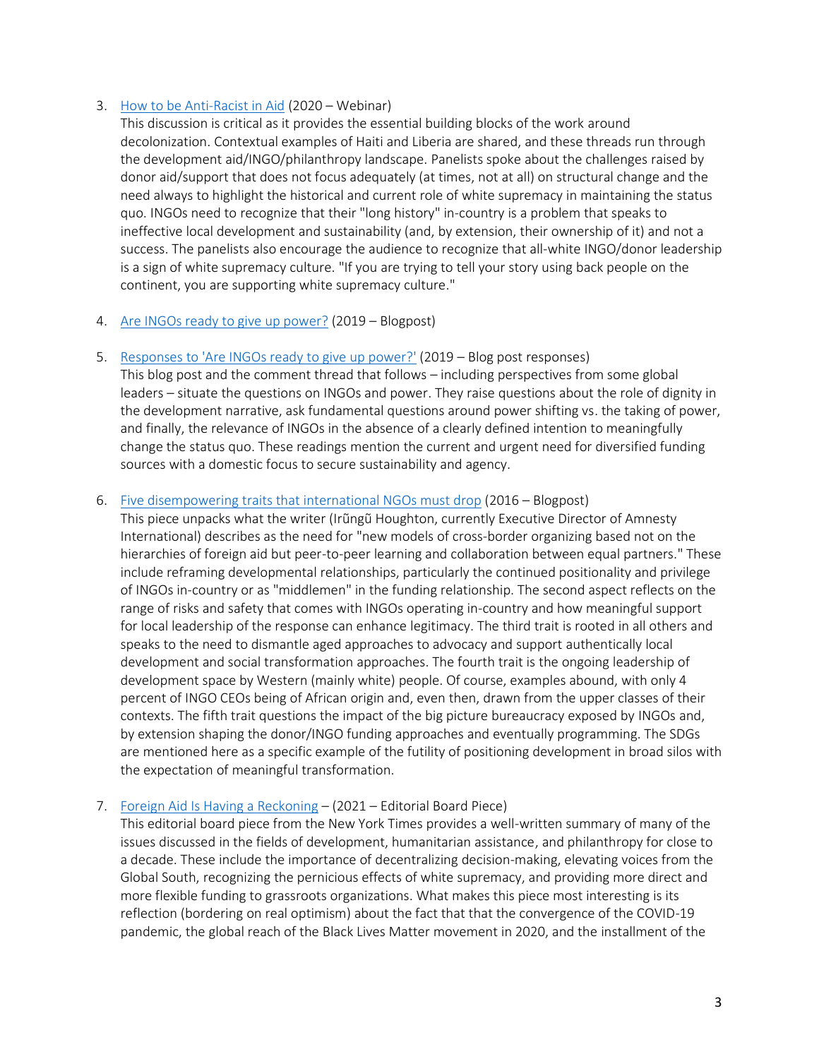3. [How to be Anti-Racist in Aid](#) (2020 – Webinar)
   This discussion is critical as it provides the essential building blocks of the work around decolonization. Contextual examples of Haiti and Liberia are shared, and these threads run through the development aid/INGO/philanthropy landscape. Panelists spoke about the challenges raised by donor aid/support that does not focus adequately (at times, not at all) on structural change and the need always to highlight the historical and current role of white supremacy in maintaining the status quo. INGOs need to recognize that their "long history" in-country is a problem that speaks to ineffective local development and sustainability (and, by extension, their ownership of it) and not a success. The panelists also encourage the audience to recognize that all-white INGO/donor leadership is a sign of white supremacy culture. "If you are trying to tell your story using back people on the continent, you are supporting white supremacy culture."

4. [Are INGOs ready to give up power?](#) (2019 – Blogpost)

5. [Responses to 'Are INGOs ready to give up power?'](#) (2019 – Blog post responses)
   This blog post and the comment thread that follows – including perspectives from some global leaders – situate the questions on INGOs and power. They raise questions about the role of dignity in the development narrative, ask fundamental questions around power shifting vs. the taking of power, and finally, the relevance of INGOs in the absence of a clearly defined intention to meaningfully change the status quo. These readings mention the current and urgent need for diversified funding sources with a domestic focus to secure sustainability and agency.

6. [Five disempowering traits that international NGOs must drop](#) (2016 – Blogpost)
   This piece unpacks what the writer (Irũngũ Houghton, currently Executive Director of Amnesty International) describes as the need for "new models of cross-border organizing based not on the hierarchies of foreign aid but peer-to-peer learning and collaboration between equal partners." These include reframing developmental relationships, particularly the continued positionality and privilege of INGOs in-country or as "middlemen" in the funding relationship. The second aspect reflects on the range of risks and safety that comes with INGOs operating in-country and how meaningful support for local leadership of the response can enhance legitimacy. The third trait is rooted in all others and speaks to the need to dismantle aged approaches to advocacy and support authentically local development and social transformation approaches. The fourth trait is the ongoing leadership of development space by Western (mainly white) people. Of course, examples abound, with only 4 percent of INGO CEOs being of African origin and, even then, drawn from the upper classes of their contexts. The fifth trait questions the impact of the big picture bureaucracy exposed by INGOs and, by extension shaping the donor/INGO funding approaches and eventually programming. The SDGs are mentioned here as a specific example of the futility of positioning development in broad silos with the expectation of meaningful transformation.

7. [Foreign Aid Is Having a Reckoning](#) – (2021 – Editorial Board Piece)
   This editorial board piece from the New York Times provides a well-written summary of many of the issues discussed in the fields of development, humanitarian assistance, and philanthropy for close to a decade. These include the importance of decentralizing decision-making, elevating voices from the Global South, recognizing the pernicious effects of white supremacy, and providing more direct and more flexible funding to grassroots organizations. What makes this piece most interesting is its reflection (bordering on real optimism) about the fact that that the convergence of the COVID-19 pandemic, the global reach of the Black Lives Matter movement in 2020, and the installment of the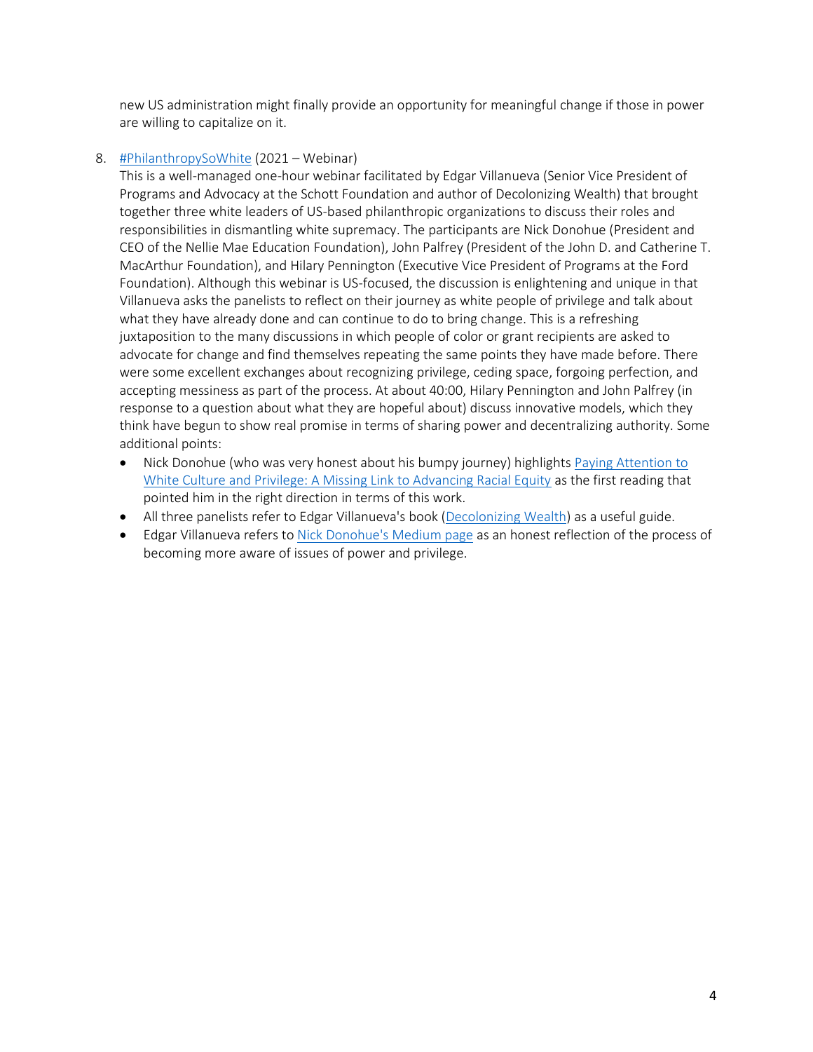new US administration might finally provide an opportunity for meaningful change if those in power are willing to capitalize on it.

8. #PhilanthropySoWhite (2021 – Webinar)
   This is a well-managed one-hour webinar facilitated by Edgar Villanueva (Senior Vice President of Programs and Advocacy at the Schott Foundation and author of Decolonizing Wealth) that brought together three white leaders of US-based philanthropic organizations to discuss their roles and responsibilities in dismantling white supremacy. The participants are Nick Donohue (President and CEO of the Nellie Mae Education Foundation), John Palfrey (President of the John D. and Catherine T. MacArthur Foundation), and Hilary Pennington (Executive Vice President of Programs at the Ford Foundation). Although this webinar is US-focused, the discussion is enlightening and unique in that Villanueva asks the panelists to reflect on their journey as white people of privilege and talk about what they have already done and can continue to do to bring change. This is a refreshing juxtaposition to the many discussions in which people of color or grant recipients are asked to advocate for change and find themselves repeating the same points they have made before. There were some excellent exchanges about recognizing privilege, ceding space, forgoing perfection, and accepting messiness as part of the process. At about 40:00, Hilary Pennington and John Palfrey (in response to a question about what they are hopeful about) discuss innovative models, which they think have begun to show real promise in terms of sharing power and decentralizing authority. Some additional points:
   - Nick Donohue (who was very honest about his bumpy journey) highlights Paying Attention to White Culture and Privilege: A Missing Link to Advancing Racial Equity as the first reading that pointed him in the right direction in terms of this work.
   - All three panelists refer to Edgar Villanueva's book (Decolonizing Wealth) as a useful guide.
   - Edgar Villanueva refers to Nick Donohue's Medium page as an honest reflection of the process of becoming more aware of issues of power and privilege.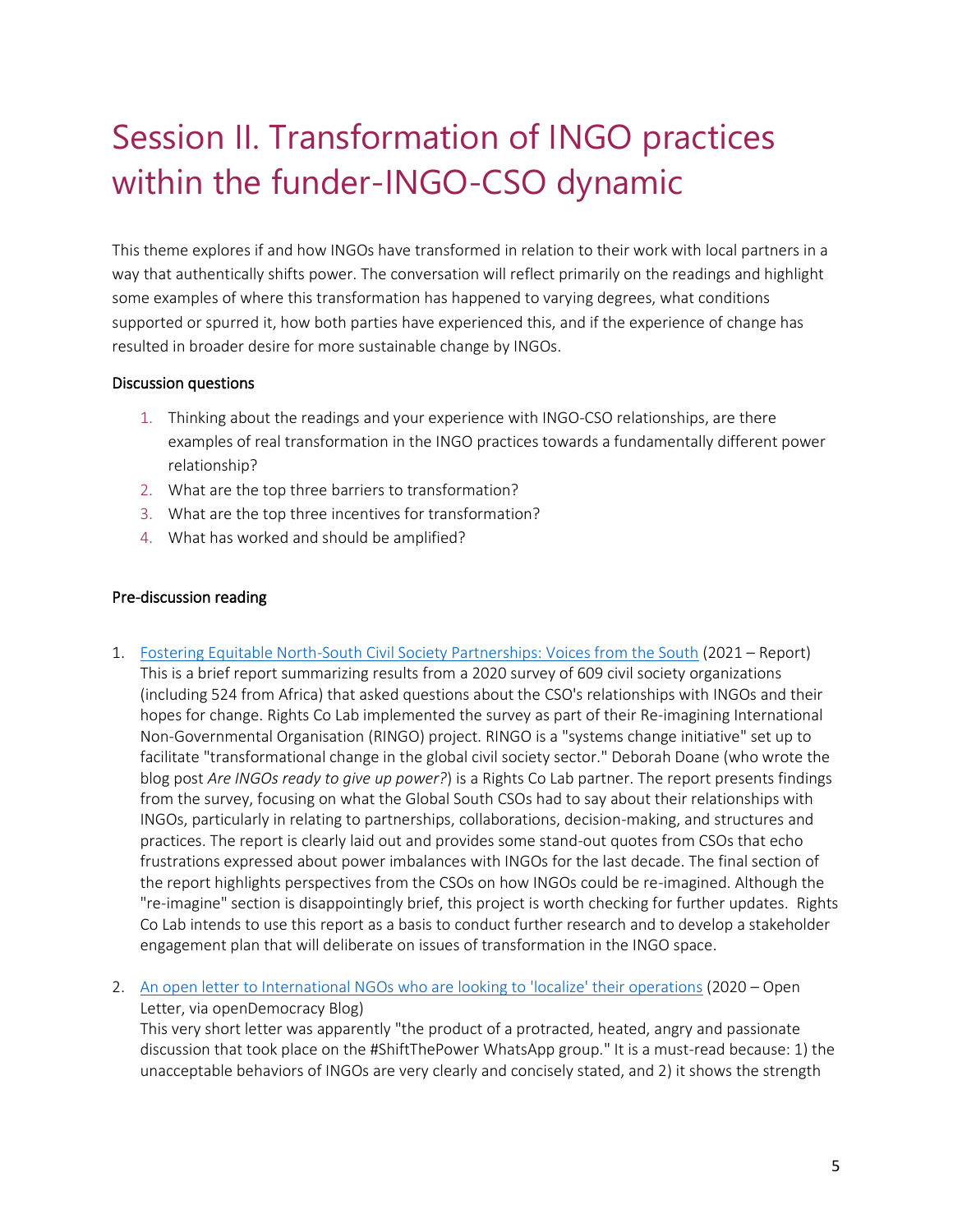# Session II. Transformation of INGO practices within the funder-INGO-CSO dynamic

This theme explores if and how INGOs have transformed in relation to their work with local partners in a way that authentically shifts power. The conversation will reflect primarily on the readings and highlight some examples of where this transformation has happened to varying degrees, what conditions supported or spurred it, how both parties have experienced this, and if the experience of change has resulted in broader desire for more sustainable change by INGOs.

### Discussion questions

1. Thinking about the readings and your experience with INGO-CSO relationships, are there examples of real transformation in the INGO practices towards a fundamentally different power relationship?
2. What are the top three barriers to transformation?
3. What are the top three incentives for transformation?
4. What has worked and should be amplified?

### Pre-discussion reading

1. Fostering Equitable North-South Civil Society Partnerships: Voices from the South (2021 – Report)
   This is a brief report summarizing results from a 2020 survey of 609 civil society organizations (including 524 from Africa) that asked questions about the CSO's relationships with INGOs and their hopes for change. Rights Co Lab implemented the survey as part of their Re-imagining International Non-Governmental Organisation (RINGO) project. RINGO is a "systems change initiative" set up to facilitate "transformational change in the global civil society sector." Deborah Doane (who wrote the blog post *Are INGOs ready to give up power?*) is a Rights Co Lab partner. The report presents findings from the survey, focusing on what the Global South CSOs had to say about their relationships with INGOs, particularly in relating to partnerships, collaborations, decision-making, and structures and practices. The report is clearly laid out and provides some stand-out quotes from CSOs that echo frustrations expressed about power imbalances with INGOs for the last decade. The final section of the report highlights perspectives from the CSOs on how INGOs could be re-imagined. Although the "re-imagine" section is disappointingly brief, this project is worth checking for further updates. Rights Co Lab intends to use this report as a basis to conduct further research and to develop a stakeholder engagement plan that will deliberate on issues of transformation in the INGO space.

2. An open letter to International NGOs who are looking to 'localize' their operations (2020 – Open Letter, via openDemocracy Blog)
   This very short letter was apparently "the product of a protracted, heated, angry and passionate discussion that took place on the #ShiftThePower WhatsApp group." It is a must-read because: 1) the unacceptable behaviors of INGOs are very clearly and concisely stated, and 2) it shows the strength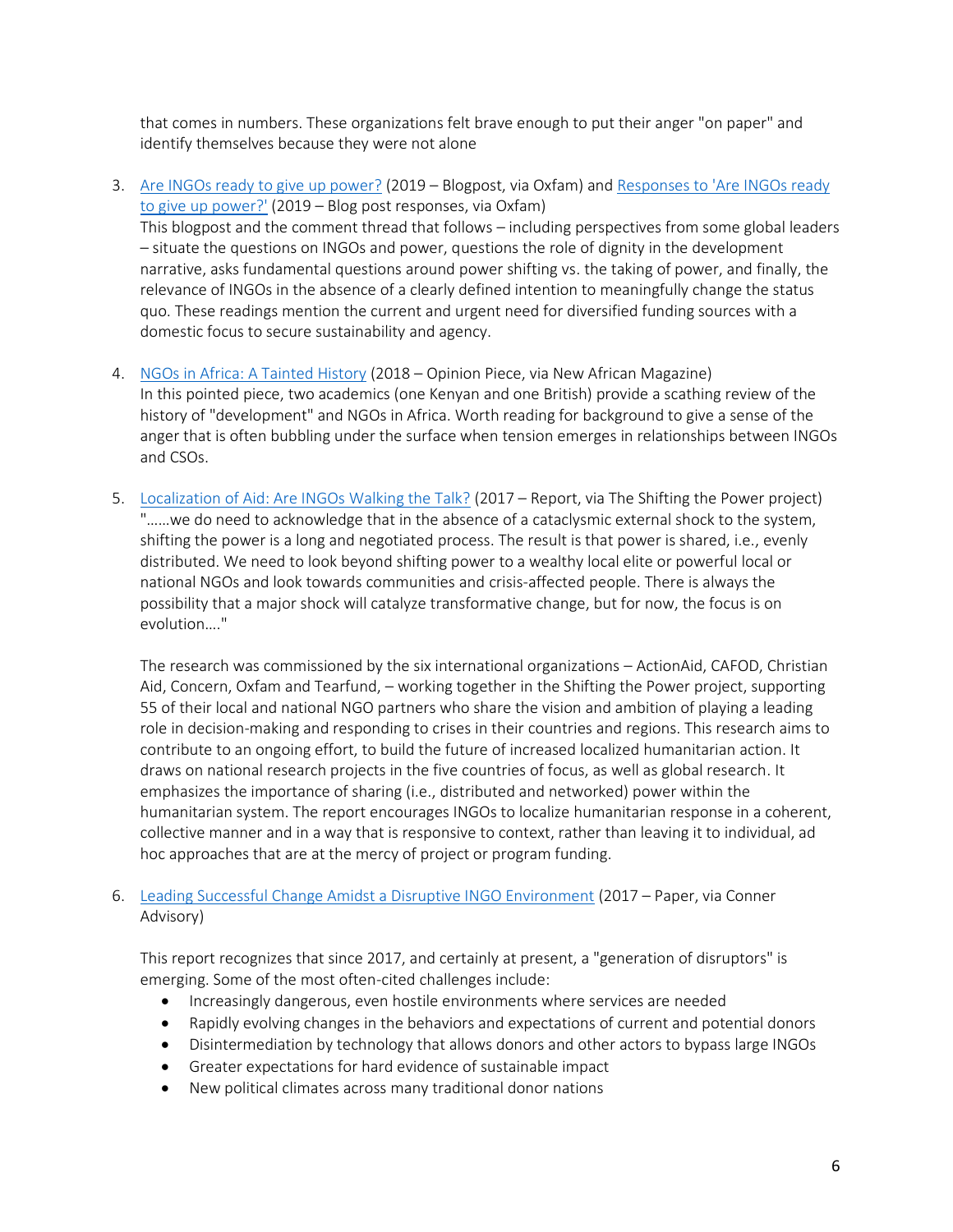that comes in numbers. These organizations felt brave enough to put their anger "on paper" and identify themselves because they were not alone

3. [Are INGOs ready to give up power?](#) (2019 – Blogpost, via Oxfam) and [Responses to 'Are INGOs ready to give up power?'](#) (2019 – Blog post responses, via Oxfam)
   This blogpost and the comment thread that follows – including perspectives from some global leaders – situate the questions on INGOs and power, questions the role of dignity in the development narrative, asks fundamental questions around power shifting vs. the taking of power, and finally, the relevance of INGOs in the absence of a clearly defined intention to meaningfully change the status quo. These readings mention the current and urgent need for diversified funding sources with a domestic focus to secure sustainability and agency.

4. [NGOs in Africa: A Tainted History](#) (2018 – Opinion Piece, via New African Magazine)
   In this pointed piece, two academics (one Kenyan and one British) provide a scathing review of the history of "development" and NGOs in Africa. Worth reading for background to give a sense of the anger that is often bubbling under the surface when tension emerges in relationships between INGOs and CSOs.

5. [Localization of Aid: Are INGOs Walking the Talk?](#) (2017 – Report, via The Shifting the Power project)
   "……we do need to acknowledge that in the absence of a cataclysmic external shock to the system, shifting the power is a long and negotiated process. The result is that power is shared, i.e., evenly distributed. We need to look beyond shifting power to a wealthy local elite or powerful local or national NGOs and look towards communities and crisis-affected people. There is always the possibility that a major shock will catalyze transformative change, but for now, the focus is on evolution…."

   The research was commissioned by the six international organizations – ActionAid, CAFOD, Christian Aid, Concern, Oxfam and Tearfund, – working together in the Shifting the Power project, supporting 55 of their local and national NGO partners who share the vision and ambition of playing a leading role in decision-making and responding to crises in their countries and regions. This research aims to contribute to an ongoing effort, to build the future of increased localized humanitarian action. It draws on national research projects in the five countries of focus, as well as global research. It emphasizes the importance of sharing (i.e., distributed and networked) power within the humanitarian system. The report encourages INGOs to localize humanitarian response in a coherent, collective manner and in a way that is responsive to context, rather than leaving it to individual, ad hoc approaches that are at the mercy of project or program funding.

6. [Leading Successful Change Amidst a Disruptive INGO Environment](#) (2017 – Paper, via Conner Advisory)

   This report recognizes that since 2017, and certainly at present, a "generation of disruptors" is emerging. Some of the most often-cited challenges include:
   - Increasingly dangerous, even hostile environments where services are needed
   - Rapidly evolving changes in the behaviors and expectations of current and potential donors
   - Disintermediation by technology that allows donors and other actors to bypass large INGOs
   - Greater expectations for hard evidence of sustainable impact
   - New political climates across many traditional donor nations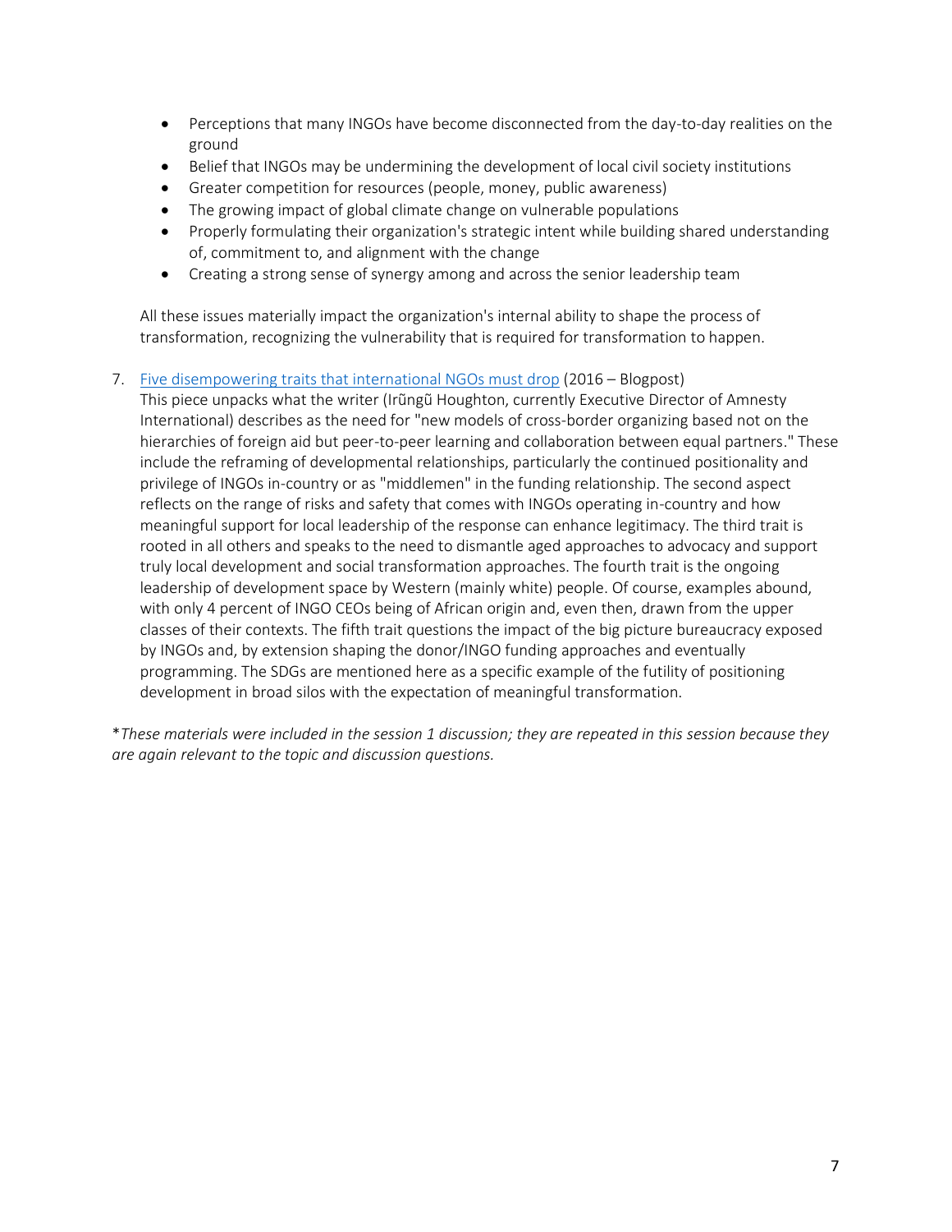- Perceptions that many INGOs have become disconnected from the day-to-day realities on the ground
- Belief that INGOs may be undermining the development of local civil society institutions
- Greater competition for resources (people, money, public awareness)
- The growing impact of global climate change on vulnerable populations
- Properly formulating their organization's strategic intent while building shared understanding of, commitment to, and alignment with the change
- Creating a strong sense of synergy among and across the senior leadership team

All these issues materially impact the organization's internal ability to shape the process of transformation, recognizing the vulnerability that is required for transformation to happen.

7. Five disempowering traits that international NGOs must drop (2016 – Blogpost)
   This piece unpacks what the writer (Irũngũ Houghton, currently Executive Director of Amnesty International) describes as the need for "new models of cross-border organizing based not on the hierarchies of foreign aid but peer-to-peer learning and collaboration between equal partners." These include the reframing of developmental relationships, particularly the continued positionality and privilege of INGOs in-country or as "middlemen" in the funding relationship. The second aspect reflects on the range of risks and safety that comes with INGOs operating in-country and how meaningful support for local leadership of the response can enhance legitimacy. The third trait is rooted in all others and speaks to the need to dismantle aged approaches to advocacy and support truly local development and social transformation approaches. The fourth trait is the ongoing leadership of development space by Western (mainly white) people. Of course, examples abound, with only 4 percent of INGO CEOs being of African origin and, even then, drawn from the upper classes of their contexts. The fifth trait questions the impact of the big picture bureaucracy exposed by INGOs and, by extension shaping the donor/INGO funding approaches and eventually programming. The SDGs are mentioned here as a specific example of the futility of positioning development in broad silos with the expectation of meaningful transformation.

\**These materials were included in the session 1 discussion; they are repeated in this session because they are again relevant to the topic and discussion questions.*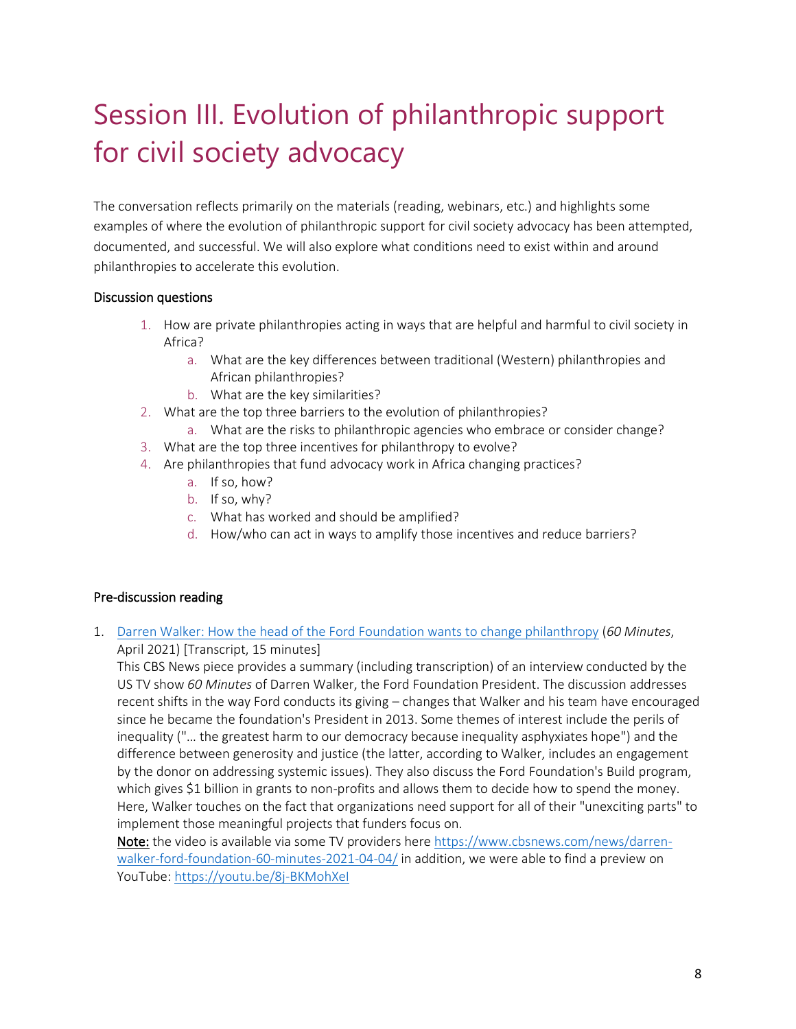# Session III. Evolution of philanthropic support for civil society advocacy

The conversation reflects primarily on the materials (reading, webinars, etc.) and highlights some examples of where the evolution of philanthropic support for civil society advocacy has been attempted, documented, and successful. We will also explore what conditions need to exist within and around philanthropies to accelerate this evolution.

### Discussion questions

1. How are private philanthropies acting in ways that are helpful and harmful to civil society in Africa?
    a. What are the key differences between traditional (Western) philanthropies and African philanthropies?
    b. What are the key similarities?
2. What are the top three barriers to the evolution of philanthropies?
    a. What are the risks to philanthropic agencies who embrace or consider change?
3. What are the top three incentives for philanthropy to evolve?
4. Are philanthropies that fund advocacy work in Africa changing practices?
    a. If so, how?
    b. If so, why?
    c. What has worked and should be amplified?
    d. How/who can act in ways to amplify those incentives and reduce barriers?

### Pre-discussion reading

1. [Darren Walker: How the head of the Ford Foundation wants to change philanthropy](https://www.cbsnews.com/news/darren-walker-ford-foundation-60-minutes-2021-04-04/) (*60 Minutes*, April 2021) [Transcript, 15 minutes]
   This CBS News piece provides a summary (including transcription) of an interview conducted by the US TV show *60 Minutes* of Darren Walker, the Ford Foundation President. The discussion addresses recent shifts in the way Ford conducts its giving – changes that Walker and his team have encouraged since he became the foundation's President in 2013. Some themes of interest include the perils of inequality ("… the greatest harm to our democracy because inequality asphyxiates hope") and the difference between generosity and justice (the latter, according to Walker, includes an engagement by the donor on addressing systemic issues). They also discuss the Ford Foundation's Build program, which gives $1 billion in grants to non-profits and allows them to decide how to spend the money. Here, Walker touches on the fact that organizations need support for all of their "unexciting parts" to implement those meaningful projects that funders focus on.
   Note: the video is available via some TV providers here https://www.cbsnews.com/news/darren-walker-ford-foundation-60-minutes-2021-04-04/ in addition, we were able to find a preview on YouTube: https://youtu.be/8j-BKMohXeI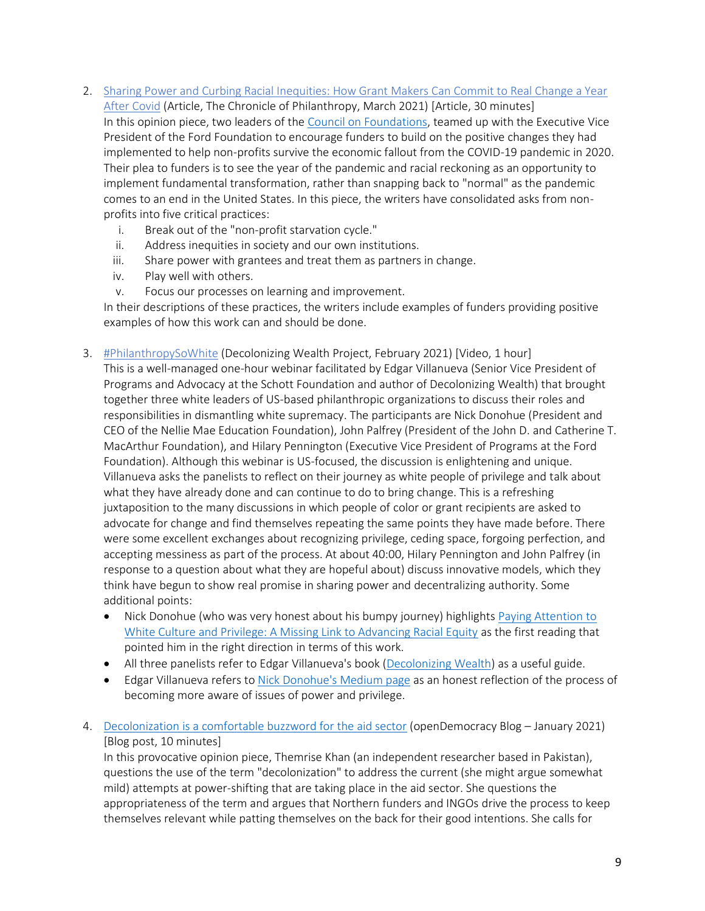2. [Sharing Power and Curbing Racial Inequities: How Grant Makers Can Commit to Real Change a Year After Covid](#) (Article, The Chronicle of Philanthropy, March 2021) [Article, 30 minutes]
   In this opinion piece, two leaders of the [Council on Foundations](#), teamed up with the Executive Vice President of the Ford Foundation to encourage funders to build on the positive changes they had implemented to help non-profits survive the economic fallout from the COVID-19 pandemic in 2020. Their plea to funders is to see the year of the pandemic and racial reckoning as an opportunity to implement fundamental transformation, rather than snapping back to "normal" as the pandemic comes to an end in the United States. In this piece, the writers have consolidated asks from non-profits into five critical practices:
   i. Break out of the "non-profit starvation cycle."
   ii. Address inequities in society and our own institutions.
   iii. Share power with grantees and treat them as partners in change.
   iv. Play well with others.
   v. Focus our processes on learning and improvement.

   In their descriptions of these practices, the writers include examples of funders providing positive examples of how this work can and should be done.

3. [#PhilanthropySoWhite](#) (Decolonizing Wealth Project, February 2021) [Video, 1 hour]
   This is a well-managed one-hour webinar facilitated by Edgar Villanueva (Senior Vice President of Programs and Advocacy at the Schott Foundation and author of Decolonizing Wealth) that brought together three white leaders of US-based philanthropic organizations to discuss their roles and responsibilities in dismantling white supremacy. The participants are Nick Donohue (President and CEO of the Nellie Mae Education Foundation), John Palfrey (President of the John D. and Catherine T. MacArthur Foundation), and Hilary Pennington (Executive Vice President of Programs at the Ford Foundation). Although this webinar is US-focused, the discussion is enlightening and unique. Villanueva asks the panelists to reflect on their journey as white people of privilege and talk about what they have already done and can continue to do to bring change. This is a refreshing juxtaposition to the many discussions in which people of color or grant recipients are asked to advocate for change and find themselves repeating the same points they have made before. There were some excellent exchanges about recognizing privilege, ceding space, forgoing perfection, and accepting messiness as part of the process. At about 40:00, Hilary Pennington and John Palfrey (in response to a question about what they are hopeful about) discuss innovative models, which they think have begun to show real promise in sharing power and decentralizing authority. Some additional points:
   - Nick Donohue (who was very honest about his bumpy journey) highlights [Paying Attention to White Culture and Privilege: A Missing Link to Advancing Racial Equity](#) as the first reading that pointed him in the right direction in terms of this work.
   - All three panelists refer to Edgar Villanueva's book ([Decolonizing Wealth](#)) as a useful guide.
   - Edgar Villanueva refers to [Nick Donohue's Medium page](#) as an honest reflection of the process of becoming more aware of issues of power and privilege.

4. [Decolonization is a comfortable buzzword for the aid sector](#) (openDemocracy Blog – January 2021) [Blog post, 10 minutes]
   In this provocative opinion piece, Themrise Khan (an independent researcher based in Pakistan), questions the use of the term "decolonization" to address the current (she might argue somewhat mild) attempts at power-shifting that are taking place in the aid sector. She questions the appropriateness of the term and argues that Northern funders and INGOs drive the process to keep themselves relevant while patting themselves on the back for their good intentions. She calls for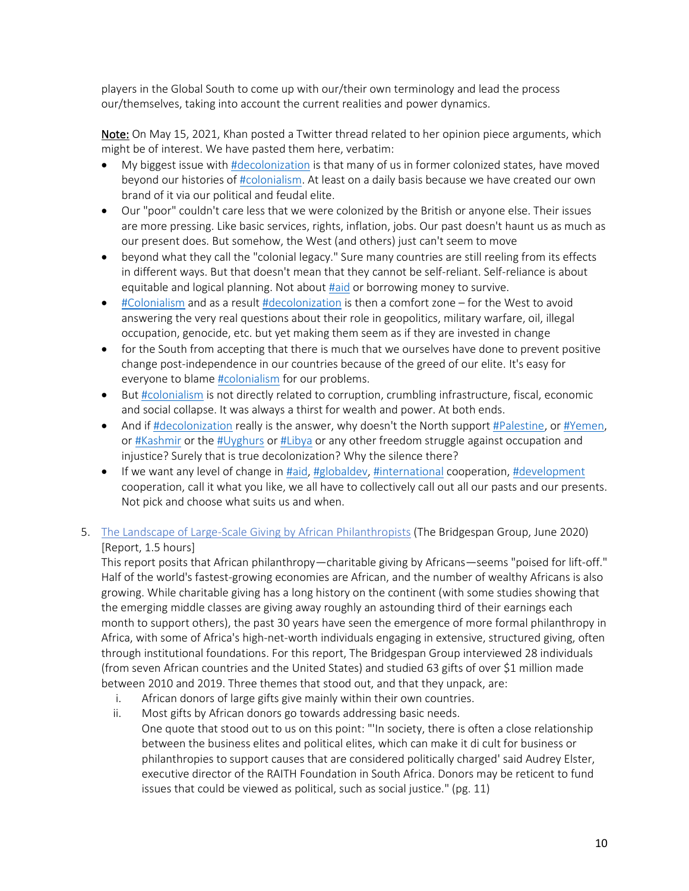players in the Global South to come up with our/their own terminology and lead the process our/themselves, taking into account the current realities and power dynamics.

Note: On May 15, 2021, Khan posted a Twitter thread related to her opinion piece arguments, which might be of interest. We have pasted them here, verbatim:

- My biggest issue with #decolonization is that many of us in former colonized states, have moved beyond our histories of #colonialism. At least on a daily basis because we have created our own brand of it via our political and feudal elite.
- Our "poor" couldn't care less that we were colonized by the British or anyone else. Their issues are more pressing. Like basic services, rights, inflation, jobs. Our past doesn't haunt us as much as our present does. But somehow, the West (and others) just can't seem to move
- beyond what they call the "colonial legacy." Sure many countries are still reeling from its effects in different ways. But that doesn't mean that they cannot be self-reliant. Self-reliance is about equitable and logical planning. Not about #aid or borrowing money to survive.
- #Colonialism and as a result #decolonization is then a comfort zone – for the West to avoid answering the very real questions about their role in geopolitics, military warfare, oil, illegal occupation, genocide, etc. but yet making them seem as if they are invested in change
- for the South from accepting that there is much that we ourselves have done to prevent positive change post-independence in our countries because of the greed of our elite. It's easy for everyone to blame #colonialism for our problems.
- But #colonialism is not directly related to corruption, crumbling infrastructure, fiscal, economic and social collapse. It was always a thirst for wealth and power. At both ends.
- And if #decolonization really is the answer, why doesn't the North support #Palestine, or #Yemen, or #Kashmir or the #Uyghurs or #Libya or any other freedom struggle against occupation and injustice? Surely that is true decolonization? Why the silence there?
- If we want any level of change in #aid, #globaldev, #international cooperation, #development cooperation, call it what you like, we all have to collectively call out all our pasts and our presents. Not pick and choose what suits us and when.

5. The Landscape of Large-Scale Giving by African Philanthropists (The Bridgespan Group, June 2020) [Report, 1.5 hours]
   This report posits that African philanthropy—charitable giving by Africans—seems "poised for lift-off." Half of the world's fastest-growing economies are African, and the number of wealthy Africans is also growing. While charitable giving has a long history on the continent (with some studies showing that the emerging middle classes are giving away roughly an astounding third of their earnings each month to support others), the past 30 years have seen the emergence of more formal philanthropy in Africa, with some of Africa's high-net-worth individuals engaging in extensive, structured giving, often through institutional foundations. For this report, The Bridgespan Group interviewed 28 individuals (from seven African countries and the United States) and studied 63 gifts of over $1 million made between 2010 and 2019. Three themes that stood out, and that they unpack, are:
   i. African donors of large gifts give mainly within their own countries.
   ii. Most gifts by African donors go towards addressing basic needs.
   One quote that stood out to us on this point: "'In society, there is often a close relationship between the business elites and political elites, which can make it di cult for business or philanthropies to support causes that are considered politically charged' said Audrey Elster, executive director of the RAITH Foundation in South Africa. Donors may be reticent to fund issues that could be viewed as political, such as social justice." (pg. 11)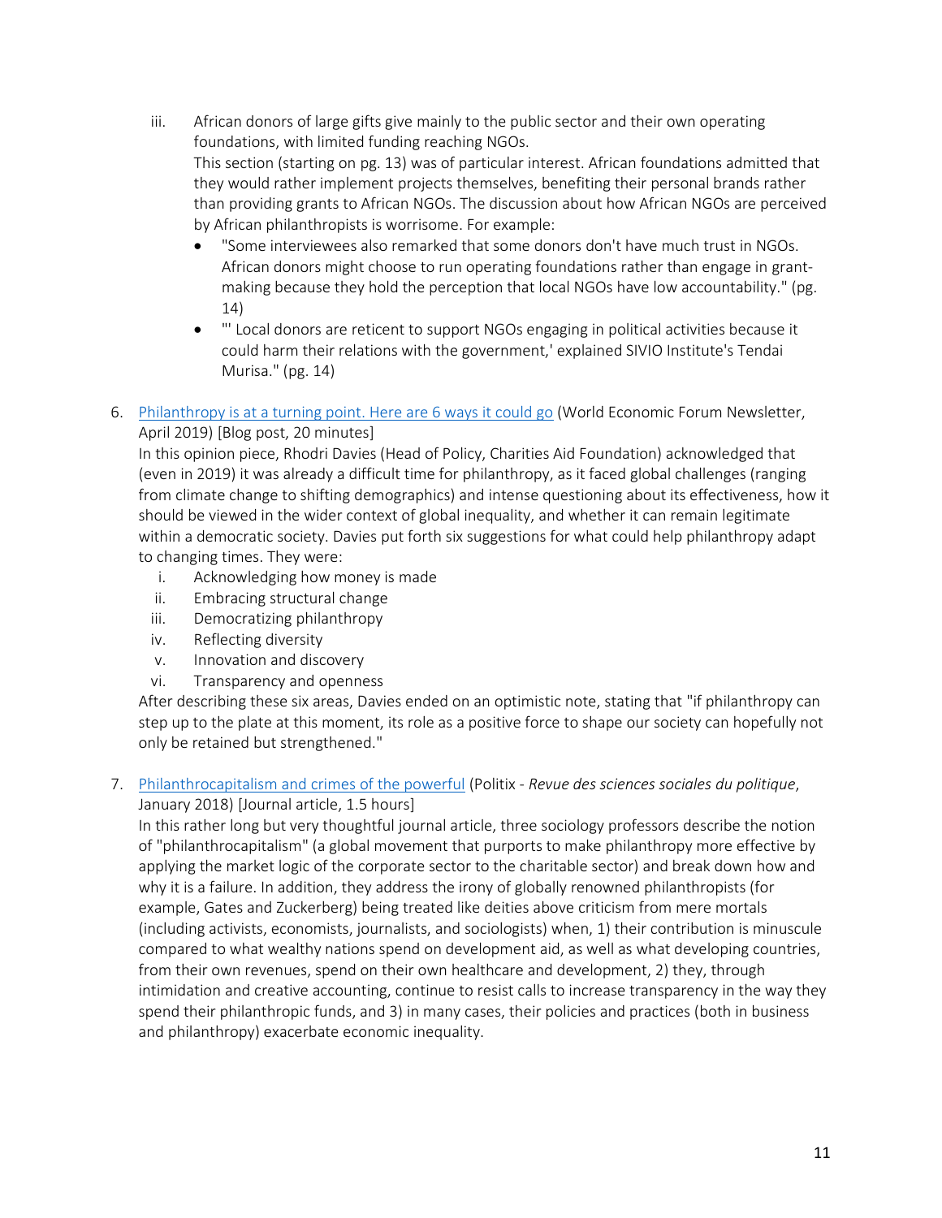iii. African donors of large gifts give mainly to the public sector and their own operating foundations, with limited funding reaching NGOs.
   This section (starting on pg. 13) was of particular interest. African foundations admitted that they would rather implement projects themselves, benefiting their personal brands rather than providing grants to African NGOs. The discussion about how African NGOs are perceived by African philanthropists is worrisome. For example:
   - "Some interviewees also remarked that some donors don't have much trust in NGOs. African donors might choose to run operating foundations rather than engage in grant-making because they hold the perception that local NGOs have low accountability." (pg. 14)
   - "' Local donors are reticent to support NGOs engaging in political activities because it could harm their relations with the government,' explained SIVIO Institute's Tendai Murisa." (pg. 14)

6. [Philanthropy is at a turning point. Here are 6 ways it could go](#) (World Economic Forum Newsletter, April 2019) [Blog post, 20 minutes]
   In this opinion piece, Rhodri Davies (Head of Policy, Charities Aid Foundation) acknowledged that (even in 2019) it was already a difficult time for philanthropy, as it faced global challenges (ranging from climate change to shifting demographics) and intense questioning about its effectiveness, how it should be viewed in the wider context of global inequality, and whether it can remain legitimate within a democratic society. Davies put forth six suggestions for what could help philanthropy adapt to changing times. They were:
   i. Acknowledging how money is made
   ii. Embracing structural change
   iii. Democratizing philanthropy
   iv. Reflecting diversity
   v. Innovation and discovery
   vi. Transparency and openness

   After describing these six areas, Davies ended on an optimistic note, stating that "if philanthropy can step up to the plate at this moment, its role as a positive force to shape our society can hopefully not only be retained but strengthened."

7. [Philanthrocapitalism and crimes of the powerful](#) (Politix - *Revue des sciences sociales du politique*, January 2018) [Journal article, 1.5 hours]
   In this rather long but very thoughtful journal article, three sociology professors describe the notion of "philanthrocapitalism" (a global movement that purports to make philanthropy more effective by applying the market logic of the corporate sector to the charitable sector) and break down how and why it is a failure. In addition, they address the irony of globally renowned philanthropists (for example, Gates and Zuckerberg) being treated like deities above criticism from mere mortals (including activists, economists, journalists, and sociologists) when, 1) their contribution is minuscule compared to what wealthy nations spend on development aid, as well as what developing countries, from their own revenues, spend on their own healthcare and development, 2) they, through intimidation and creative accounting, continue to resist calls to increase transparency in the way they spend their philanthropic funds, and 3) in many cases, their policies and practices (both in business and philanthropy) exacerbate economic inequality.